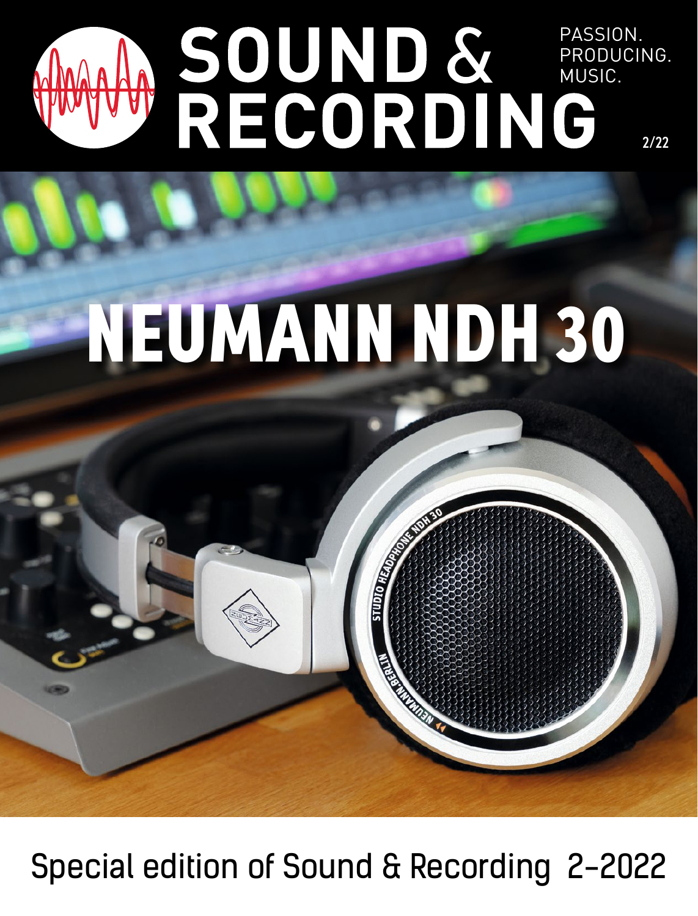# SOUND & RECORDING

PASSION.
PRODUCING.
MUSIC.

2/22

# NEUMANN NDH 30

Special edition of Sound & Recording 2-2022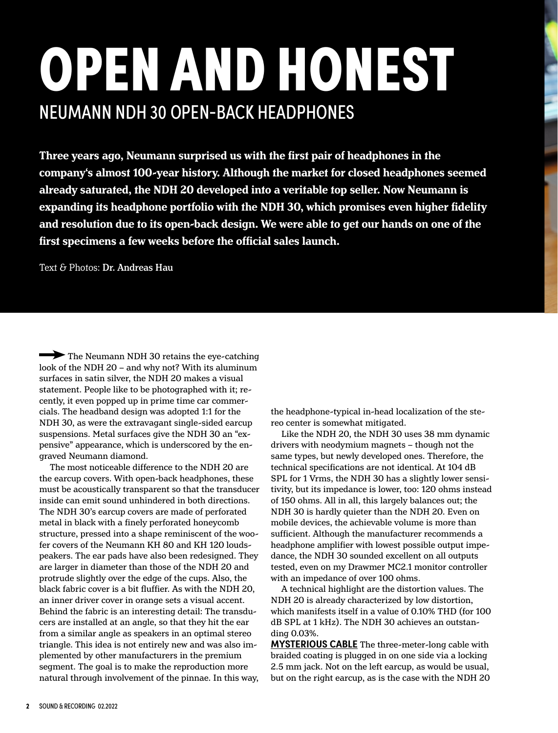# OPEN AND HONEST

## NEUMANN NDH 30 OPEN-BACK HEADPHONES

**Three years ago, Neumann surprised us with the first pair of headphones in the company's almost 100-year history. Although the market for closed headphones seemed already saturated, the NDH 20 developed into a veritable top seller. Now Neumann is expanding its headphone portfolio with the NDH 30, which promises even higher fidelity and resolution due to its open-back design. We were able to get our hands on one of the first specimens a few weeks before the official sales launch.**

Text & Photos: **Dr. Andreas Hau**

The Neumann NDH 30 retains the eye-catching look of the NDH 20 – and why not? With its aluminum surfaces in satin silver, the NDH 20 makes a visual statement. People like to be photographed with it; recently, it even popped up in prime time car commercials. The headband design was adopted 1:1 for the NDH 30, as were the extravagant single-sided earcup suspensions. Metal surfaces give the NDH 30 an "expensive" appearance, which is underscored by the engraved Neumann diamond.

The most noticeable difference to the NDH 20 are the earcup covers. With open-back headphones, these must be acoustically transparent so that the transducer inside can emit sound unhindered in both directions. The NDH 30's earcup covers are made of perforated metal in black with a finely perforated honeycomb structure, pressed into a shape reminiscent of the woofer covers of the Neumann KH 80 and KH 120 loudspeakers. The ear pads have also been redesigned. They are larger in diameter than those of the NDH 20 and protrude slightly over the edge of the cups. Also, the black fabric cover is a bit fluffier. As with the NDH 20, an inner driver cover in orange sets a visual accent. Behind the fabric is an interesting detail: The transducers are installed at an angle, so that they hit the ear from a similar angle as speakers in an optimal stereo triangle. This idea is not entirely new and was also implemented by other manufacturers in the premium segment. The goal is to make the reproduction more natural through involvement of the pinnae. In this way, the headphone-typical in-head localization of the stereo center is somewhat mitigated.

Like the NDH 20, the NDH 30 uses 38 mm dynamic drivers with neodymium magnets – though not the same types, but newly developed ones. Therefore, the technical specifications are not identical. At 104 dB SPL for 1 Vrms, the NDH 30 has a slightly lower sensitivity, but its impedance is lower, too: 120 ohms instead of 150 ohms. All in all, this largely balances out; the NDH 30 is hardly quieter than the NDH 20. Even on mobile devices, the achievable volume is more than sufficient. Although the manufacturer recommends a headphone amplifier with lowest possible output impedance, the NDH 30 sounded excellent on all outputs tested, even on my Drawmer MC2.1 monitor controller with an impedance of over 100 ohms.

A technical highlight are the distortion values. The NDH 20 is already characterized by low distortion, which manifests itself in a value of 0.10% THD (for 100 dB SPL at 1 kHz). The NDH 30 achieves an outstanding 0.03%.

**MYSTERIOUS CABLE** The three-meter-long cable with braided coating is plugged in on one side via a locking 2.5 mm jack. Not on the left earcup, as would be usual, but on the right earcup, as is the case with the NDH 20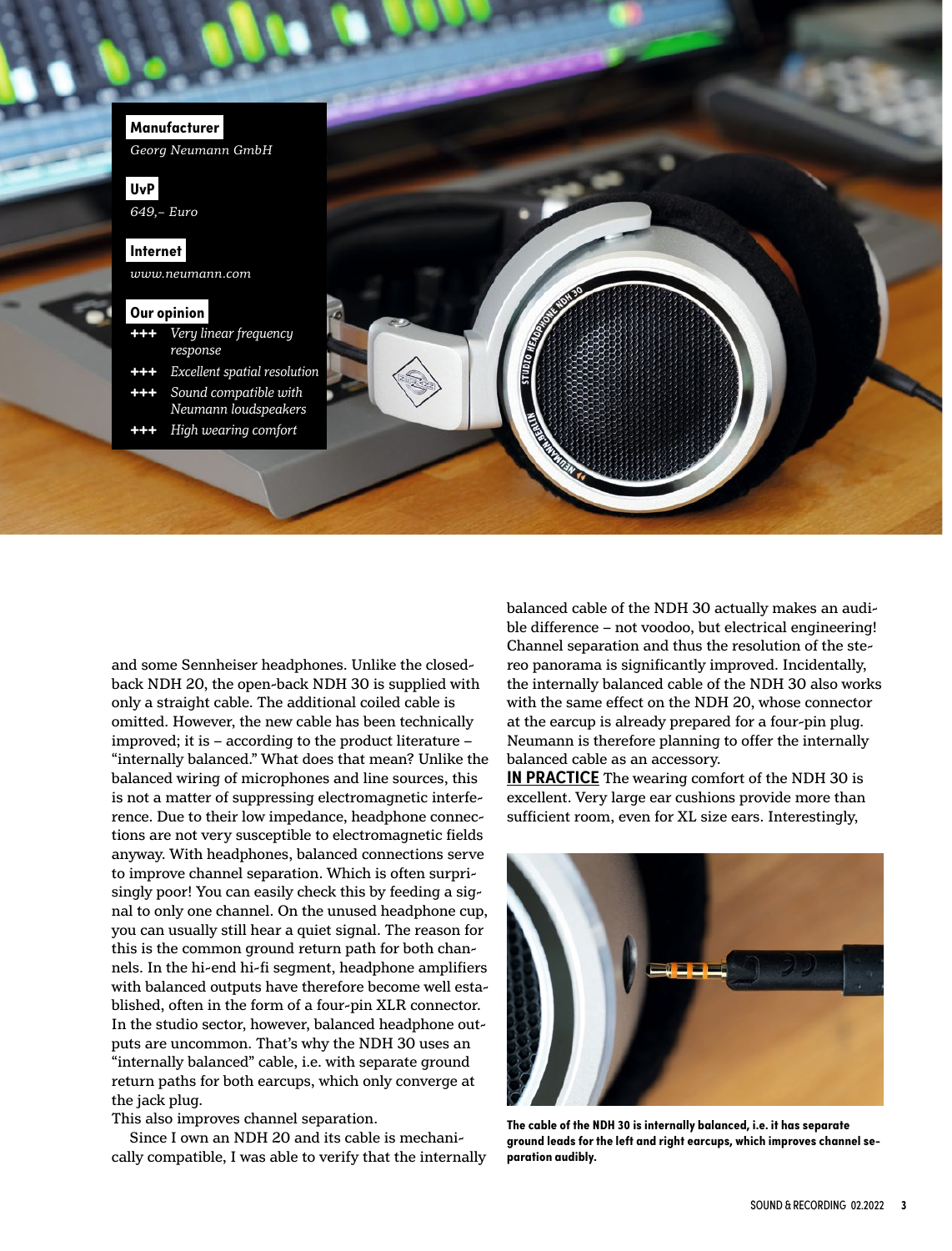**Manufacturer**

*Georg Neumann GmbH*

**UvP**

*649,– Euro*

**Internet**

*www.neumann.com*

**Our opinion**

- +++ *Very linear frequency response*
- +++ *Excellent spatial resolution*
- +++ *Sound compatible with Neumann loudspeakers*
- +++ *High wearing comfort*

and some Sennheiser headphones. Unlike the closed-back NDH 20, the open-back NDH 30 is supplied with only a straight cable. The additional coiled cable is omitted. However, the new cable has been technically improved; it is – according to the product literature – "internally balanced." What does that mean? Unlike the balanced wiring of microphones and line sources, this is not a matter of suppressing electromagnetic interference. Due to their low impedance, headphone connections are not very susceptible to electromagnetic fields anyway. With headphones, balanced connections serve to improve channel separation. Which is often surprisingly poor! You can easily check this by feeding a signal to only one channel. On the unused headphone cup, you can usually still hear a quiet signal. The reason for this is the common ground return path for both channels. In the hi-end hi-fi segment, headphone amplifiers with balanced outputs have therefore become well established, often in the form of a four-pin XLR connector. In the studio sector, however, balanced headphone outputs are uncommon. That's why the NDH 30 uses an "internally balanced" cable, i.e. with separate ground return paths for both earcups, which only converge at the jack plug.

This also improves channel separation.

Since I own an NDH 20 and its cable is mechanically compatible, I was able to verify that the internally balanced cable of the NDH 30 actually makes an audible difference – not voodoo, but electrical engineering! Channel separation and thus the resolution of the stereo panorama is significantly improved. Incidentally, the internally balanced cable of the NDH 30 also works with the same effect on the NDH 20, whose connector at the earcup is already prepared for a four-pin plug. Neumann is therefore planning to offer the internally balanced cable as an accessory.

**IN PRACTICE** The wearing comfort of the NDH 30 is excellent. Very large ear cushions provide more than sufficient room, even for XL size ears. Interestingly,

**The cable of the NDH 30 is internally balanced, i.e. it has separate ground leads for the left and right earcups, which improves channel separation audibly.**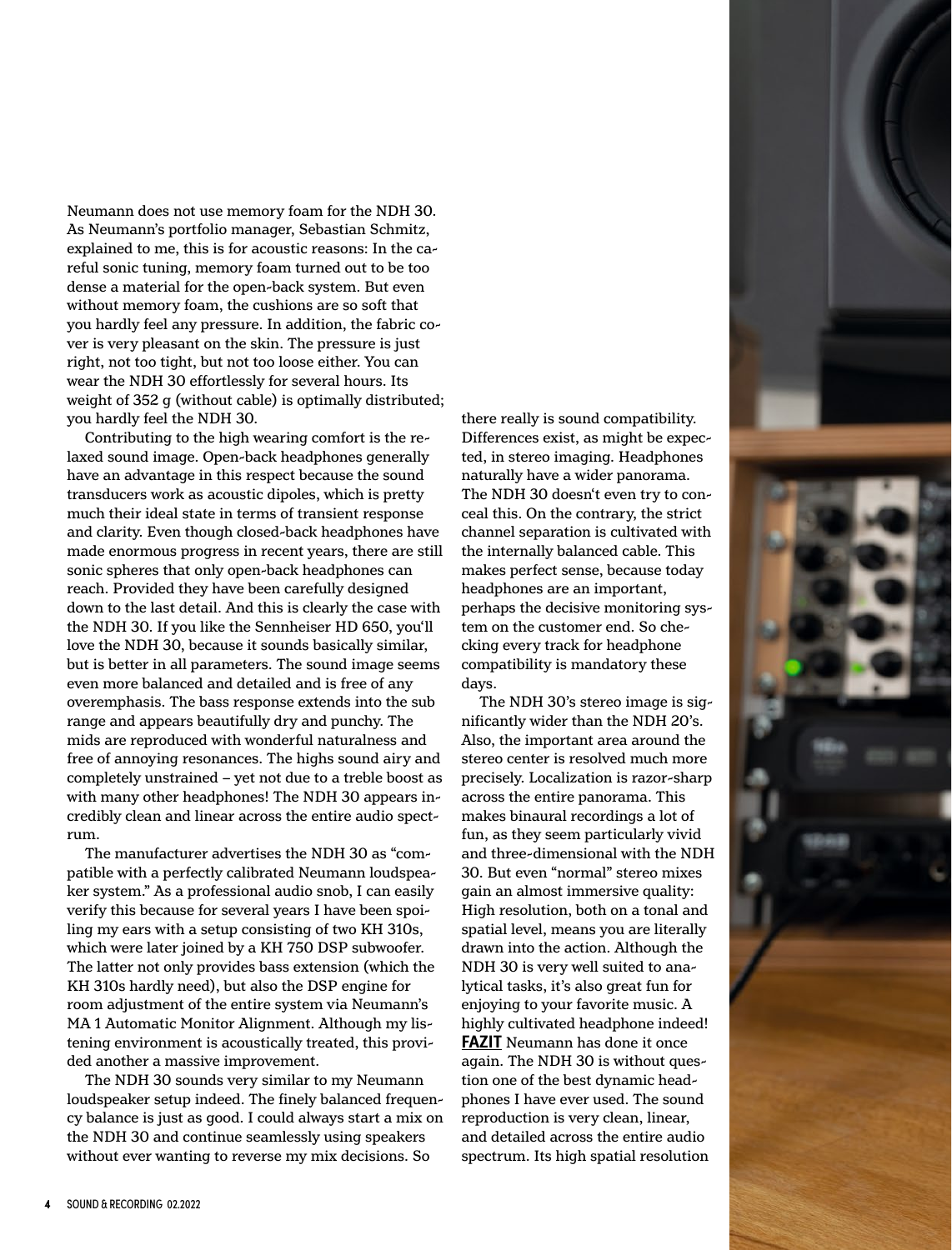Neumann does not use memory foam for the NDH 30. As Neumann's portfolio manager, Sebastian Schmitz, explained to me, this is for acoustic reasons: In the careful sonic tuning, memory foam turned out to be too dense a material for the open-back system. But even without memory foam, the cushions are so soft that you hardly feel any pressure. In addition, the fabric cover is very pleasant on the skin. The pressure is just right, not too tight, but not too loose either. You can wear the NDH 30 effortlessly for several hours. Its weight of 352 g (without cable) is optimally distributed; you hardly feel the NDH 30.

Contributing to the high wearing comfort is the relaxed sound image. Open-back headphones generally have an advantage in this respect because the sound transducers work as acoustic dipoles, which is pretty much their ideal state in terms of transient response and clarity. Even though closed-back headphones have made enormous progress in recent years, there are still sonic spheres that only open-back headphones can reach. Provided they have been carefully designed down to the last detail. And this is clearly the case with the NDH 30. If you like the Sennheiser HD 650, you'll love the NDH 30, because it sounds basically similar, but is better in all parameters. The sound image seems even more balanced and detailed and is free of any overemphasis. The bass response extends into the sub range and appears beautifully dry and punchy. The mids are reproduced with wonderful naturalness and free of annoying resonances. The highs sound airy and completely unstrained – yet not due to a treble boost as with many other headphones! The NDH 30 appears incredibly clean and linear across the entire audio spectrum.

The manufacturer advertises the NDH 30 as "compatible with a perfectly calibrated Neumann loudspeaker system." As a professional audio snob, I can easily verify this because for several years I have been spoiling my ears with a setup consisting of two KH 310s, which were later joined by a KH 750 DSP subwoofer. The latter not only provides bass extension (which the KH 310s hardly need), but also the DSP engine for room adjustment of the entire system via Neumann's MA 1 Automatic Monitor Alignment. Although my listening environment is acoustically treated, this provided another a massive improvement.

The NDH 30 sounds very similar to my Neumann loudspeaker setup indeed. The finely balanced frequency balance is just as good. I could always start a mix on the NDH 30 and continue seamlessly using speakers without ever wanting to reverse my mix decisions. So there really is sound compatibility. Differences exist, as might be expected, in stereo imaging. Headphones naturally have a wider panorama. The NDH 30 doesn't even try to conceal this. On the contrary, the strict channel separation is cultivated with the internally balanced cable. This makes perfect sense, because today headphones are an important, perhaps the decisive monitoring system on the customer end. So checking every track for headphone compatibility is mandatory these days.

The NDH 30's stereo image is significantly wider than the NDH 20's. Also, the important area around the stereo center is resolved much more precisely. Localization is razor-sharp across the entire panorama. This makes binaural recordings a lot of fun, as they seem particularly vivid and three-dimensional with the NDH 30. But even "normal" stereo mixes gain an almost immersive quality: High resolution, both on a tonal and spatial level, means you are literally drawn into the action. Although the NDH 30 is very well suited to analytical tasks, it's also great fun for enjoying to your favorite music. A highly cultivated headphone indeed!

**FAZIT** Neumann has done it once again. The NDH 30 is without question one of the best dynamic headphones I have ever used. The sound reproduction is very clean, linear, and detailed across the entire audio spectrum. Its high spatial resolution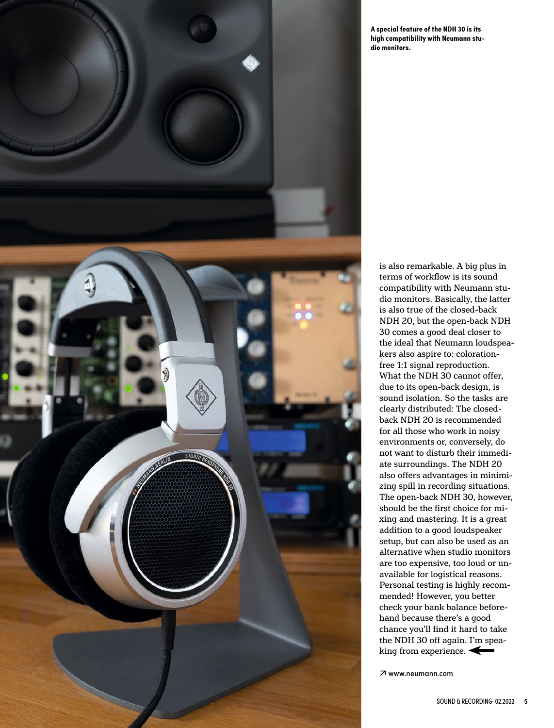**A special feature of the NDH 30 is its high compatibility with Neumann studio monitors.**

is also remarkable. A big plus in terms of workflow is its sound compatibility with Neumann studio monitors. Basically, the latter is also true of the closed-back NDH 20, but the open-back NDH 30 comes a good deal closer to the ideal that Neumann loudspeakers also aspire to: coloration-free 1:1 signal reproduction. What the NDH 30 cannot offer, due to its open-back design, is sound isolation. So the tasks are clearly distributed: The closed-back NDH 20 is recommended for all those who work in noisy environments or, conversely, do not want to disturb their immediate surroundings. The NDH 20 also offers advantages in minimizing spill in recording situations. The open-back NDH 30, however, should be the first choice for mixing and mastering. It is a great addition to a good loudspeaker setup, but can also be used as an alternative when studio monitors are too expensive, too loud or unavailable for logistical reasons. Personal testing is highly recommended! However, you better check your bank balance beforehand because there's a good chance you'll find it hard to take the NDH 30 off again. I'm speaking from experience.

↗ www.neumann.com